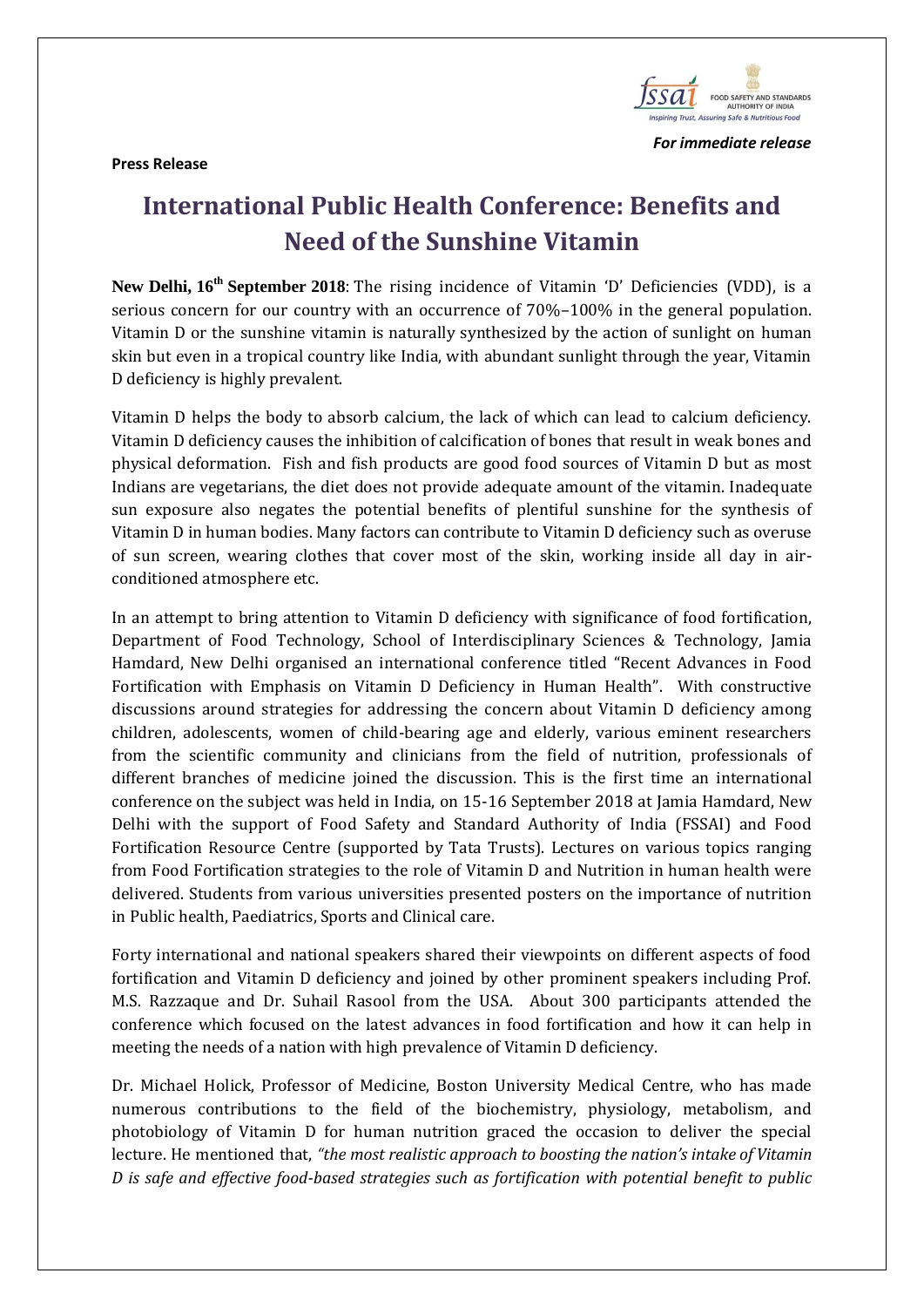*For immediate release*

**Press Release**

# International Public Health Conference: Benefits and Need of the Sunshine Vitamin

**New Delhi, 16th September 2018**: The rising incidence of Vitamin 'D' Deficiencies (VDD), is a serious concern for our country with an occurrence of 70%–100% in the general population. Vitamin D or the sunshine vitamin is naturally synthesized by the action of sunlight on human skin but even in a tropical country like India, with abundant sunlight through the year, Vitamin D deficiency is highly prevalent.

Vitamin D helps the body to absorb calcium, the lack of which can lead to calcium deficiency. Vitamin D deficiency causes the inhibition of calcification of bones that result in weak bones and physical deformation. Fish and fish products are good food sources of Vitamin D but as most Indians are vegetarians, the diet does not provide adequate amount of the vitamin. Inadequate sun exposure also negates the potential benefits of plentiful sunshine for the synthesis of Vitamin D in human bodies. Many factors can contribute to Vitamin D deficiency such as overuse of sun screen, wearing clothes that cover most of the skin, working inside all day in air-conditioned atmosphere etc.

In an attempt to bring attention to Vitamin D deficiency with significance of food fortification, Department of Food Technology, School of Interdisciplinary Sciences & Technology, Jamia Hamdard, New Delhi organised an international conference titled "Recent Advances in Food Fortification with Emphasis on Vitamin D Deficiency in Human Health". With constructive discussions around strategies for addressing the concern about Vitamin D deficiency among children, adolescents, women of child-bearing age and elderly, various eminent researchers from the scientific community and clinicians from the field of nutrition, professionals of different branches of medicine joined the discussion. This is the first time an international conference on the subject was held in India, on 15-16 September 2018 at Jamia Hamdard, New Delhi with the support of Food Safety and Standard Authority of India (FSSAI) and Food Fortification Resource Centre (supported by Tata Trusts). Lectures on various topics ranging from Food Fortification strategies to the role of Vitamin D and Nutrition in human health were delivered. Students from various universities presented posters on the importance of nutrition in Public health, Paediatrics, Sports and Clinical care.

Forty international and national speakers shared their viewpoints on different aspects of food fortification and Vitamin D deficiency and joined by other prominent speakers including Prof. M.S. Razzaque and Dr. Suhail Rasool from the USA. About 300 participants attended the conference which focused on the latest advances in food fortification and how it can help in meeting the needs of a nation with high prevalence of Vitamin D deficiency.

Dr. Michael Holick, Professor of Medicine, Boston University Medical Centre, who has made numerous contributions to the field of the biochemistry, physiology, metabolism, and photobiology of Vitamin D for human nutrition graced the occasion to deliver the special lecture. He mentioned that, *"the most realistic approach to boosting the nation's intake of Vitamin D is safe and effective food-based strategies such as fortification with potential benefit to public*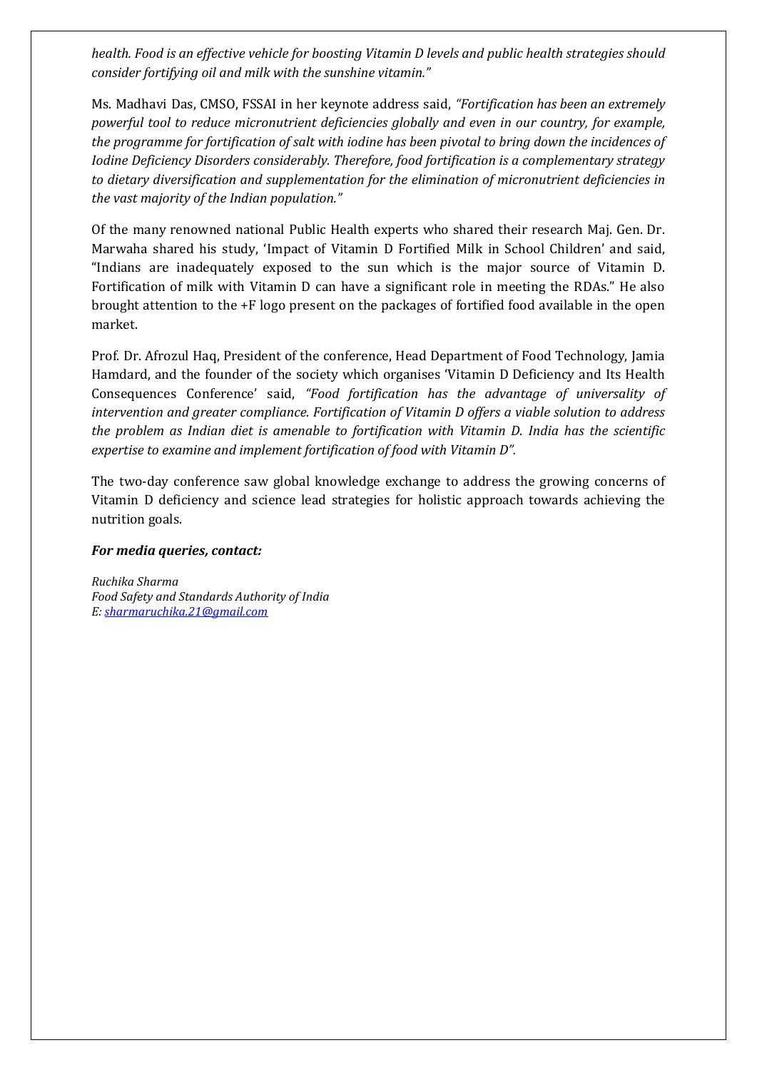*health. Food is an effective vehicle for boosting Vitamin D levels and public health strategies should consider fortifying oil and milk with the sunshine vitamin."*

Ms. Madhavi Das, CMSO, FSSAI in her keynote address said, *"Fortification has been an extremely powerful tool to reduce micronutrient deficiencies globally and even in our country, for example, the programme for fortification of salt with iodine has been pivotal to bring down the incidences of Iodine Deficiency Disorders considerably. Therefore, food fortification is a complementary strategy to dietary diversification and supplementation for the elimination of micronutrient deficiencies in the vast majority of the Indian population."*

Of the many renowned national Public Health experts who shared their research Maj. Gen. Dr. Marwaha shared his study, 'Impact of Vitamin D Fortified Milk in School Children' and said, "Indians are inadequately exposed to the sun which is the major source of Vitamin D. Fortification of milk with Vitamin D can have a significant role in meeting the RDAs." He also brought attention to the +F logo present on the packages of fortified food available in the open market.

Prof. Dr. Afrozul Haq, President of the conference, Head Department of Food Technology, Jamia Hamdard, and the founder of the society which organises 'Vitamin D Deficiency and Its Health Consequences Conference' said, *"Food fortification has the advantage of universality of intervention and greater compliance. Fortification of Vitamin D offers a viable solution to address the problem as Indian diet is amenable to fortification with Vitamin D. India has the scientific expertise to examine and implement fortification of food with Vitamin D".*

The two-day conference saw global knowledge exchange to address the growing concerns of Vitamin D deficiency and science lead strategies for holistic approach towards achieving the nutrition goals.

***For media queries, contact:***

*Ruchika Sharma*
*Food Safety and Standards Authority of India*
*E: sharmaruchika.21@gmail.com*